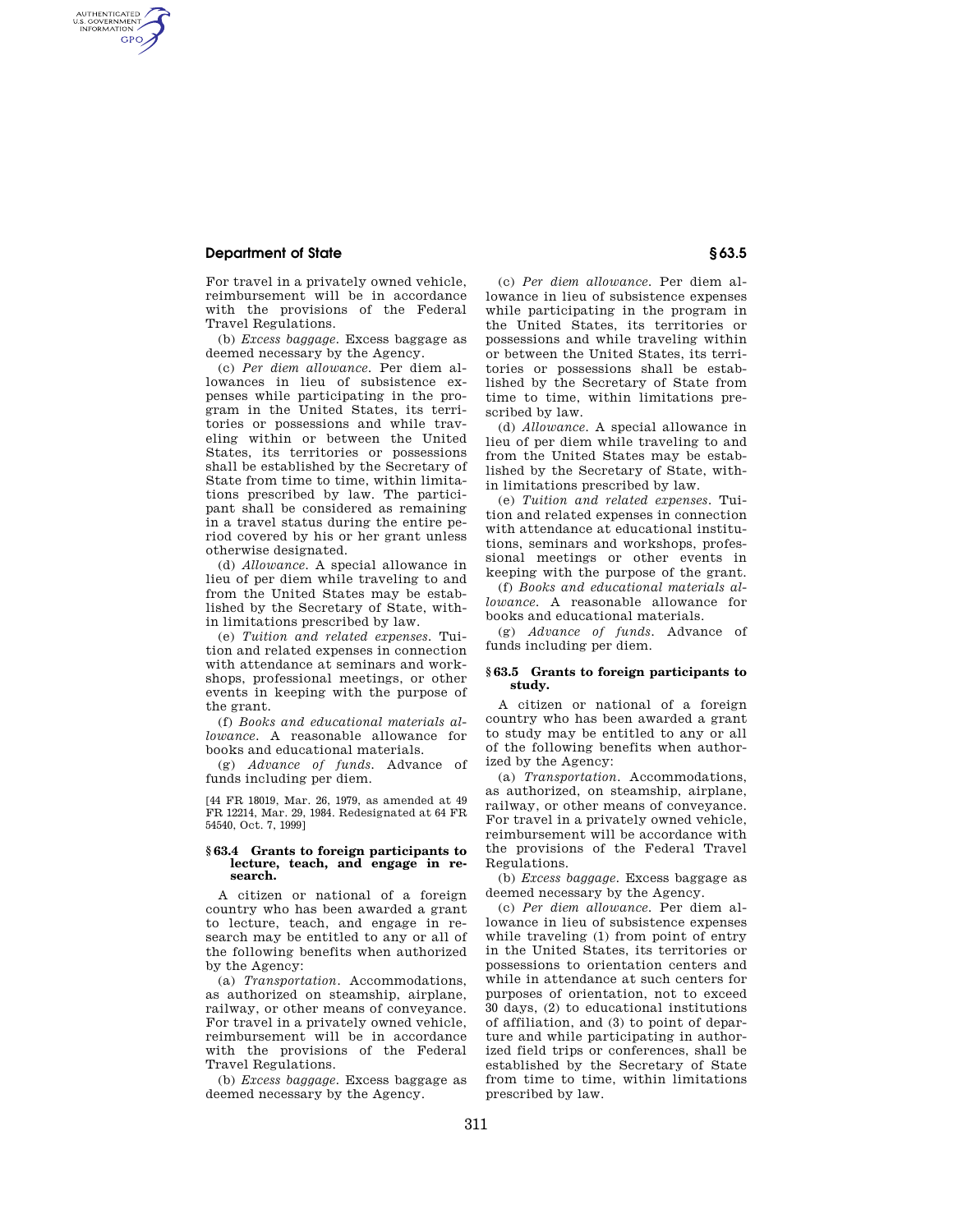For travel in a privately owned vehicle, reimbursement will be in accordance with the provisions of the Federal Travel Regulations.

(b) *Excess baggage.* Excess baggage as deemed necessary by the Agency.

(c) *Per diem allowance.* Per diem allowances in lieu of subsistence expenses while participating in the program in the United States, its territories or possessions and while traveling within or between the United States, its territories or possessions shall be established by the Secretary of State from time to time, within limitations prescribed by law. The participant shall be considered as remaining in a travel status during the entire period covered by his or her grant unless otherwise designated.

(d) *Allowance.* A special allowance in lieu of per diem while traveling to and from the United States may be established by the Secretary of State, within limitations prescribed by law.

(e) *Tuition and related expenses.* Tuition and related expenses in connection with attendance at seminars and workshops, professional meetings, or other events in keeping with the purpose of the grant.

(f) *Books and educational materials allowance.* A reasonable allowance for books and educational materials.

(g) *Advance of funds.* Advance of funds including per diem.

[44 FR 18019, Mar. 26, 1979, as amended at 49 FR 12214, Mar. 29, 1984. Redesignated at 64 FR 54540, Oct. 7, 1999]

### § 63.4 Grants to foreign participants to lecture, teach, and engage in research.

A citizen or national of a foreign country who has been awarded a grant to lecture, teach, and engage in research may be entitled to any or all of the following benefits when authorized by the Agency:

(a) *Transportation.* Accommodations, as authorized on steamship, airplane, railway, or other means of conveyance. For travel in a privately owned vehicle, reimbursement will be in accordance with the provisions of the Federal Travel Regulations.

(b) *Excess baggage.* Excess baggage as deemed necessary by the Agency.

(c) *Per diem allowance.* Per diem allowance in lieu of subsistence expenses while participating in the program in the United States, its territories or possessions and while traveling within or between the United States, its territories or possessions shall be established by the Secretary of State from time to time, within limitations prescribed by law.

(d) *Allowance.* A special allowance in lieu of per diem while traveling to and from the United States may be established by the Secretary of State, within limitations prescribed by law.

(e) *Tuition and related expenses.* Tuition and related expenses in connection with attendance at educational institutions, seminars and workshops, professional meetings or other events in keeping with the purpose of the grant.

(f) *Books and educational materials allowance.* A reasonable allowance for books and educational materials.

(g) *Advance of funds.* Advance of funds including per diem.

### § 63.5 Grants to foreign participants to study.

A citizen or national of a foreign country who has been awarded a grant to study may be entitled to any or all of the following benefits when authorized by the Agency:

(a) *Transportation.* Accommodations, as authorized, on steamship, airplane, railway, or other means of conveyance. For travel in a privately owned vehicle, reimbursement will be accordance with the provisions of the Federal Travel Regulations.

(b) *Excess baggage.* Excess baggage as deemed necessary by the Agency.

(c) *Per diem allowance.* Per diem allowance in lieu of subsistence expenses while traveling (1) from point of entry in the United States, its territories or possessions to orientation centers and while in attendance at such centers for purposes of orientation, not to exceed 30 days, (2) to educational institutions of affiliation, and (3) to point of departure and while participating in authorized field trips or conferences, shall be established by the Secretary of State from time to time, within limitations prescribed by law.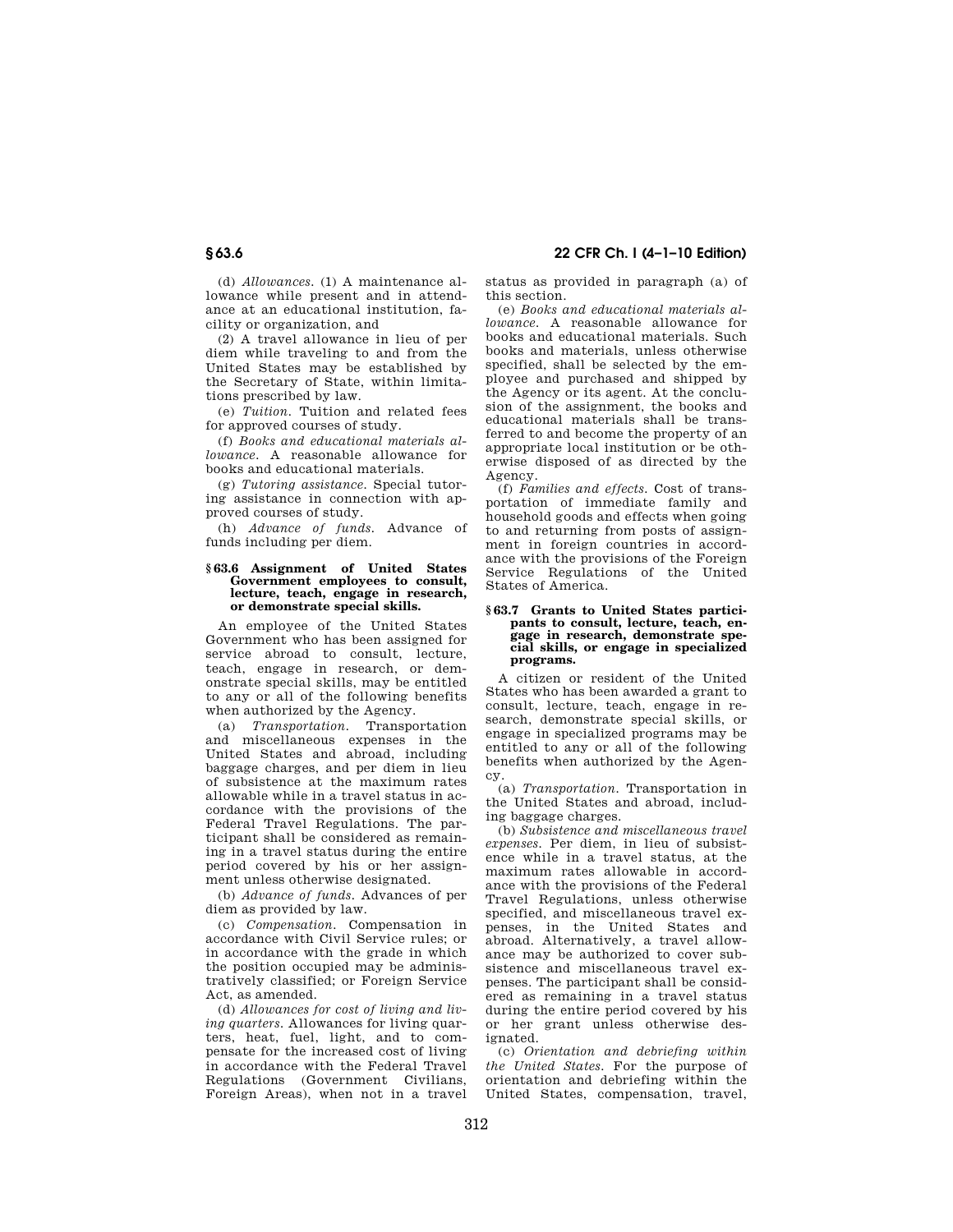(d) *Allowances.* (1) A maintenance allowance while present and in attendance at an educational institution, facility or organization, and

(2) A travel allowance in lieu of per diem while traveling to and from the United States may be established by the Secretary of State, within limitations prescribed by law.

(e) *Tuition.* Tuition and related fees for approved courses of study.

(f) *Books and educational materials allowance.* A reasonable allowance for books and educational materials.

(g) *Tutoring assistance.* Special tutoring assistance in connection with approved courses of study.

(h) *Advance of funds.* Advance of funds including per diem.

### § 63.6 Assignment of United States Government employees to consult, lecture, teach, engage in research, or demonstrate special skills.

An employee of the United States Government who has been assigned for service abroad to consult, lecture, teach, engage in research, or demonstrate special skills, may be entitled to any or all of the following benefits when authorized by the Agency.

(a) *Transportation.* Transportation and miscellaneous expenses in the United States and abroad, including baggage charges, and per diem in lieu of subsistence at the maximum rates allowable while in a travel status in accordance with the provisions of the Federal Travel Regulations. The participant shall be considered as remaining in a travel status during the entire period covered by his or her assignment unless otherwise designated.

(b) *Advance of funds.* Advances of per diem as provided by law.

(c) *Compensation.* Compensation in accordance with Civil Service rules; or in accordance with the grade in which the position occupied may be administratively classified; or Foreign Service Act, as amended.

(d) *Allowances for cost of living and living quarters.* Allowances for living quarters, heat, fuel, light, and to compensate for the increased cost of living in accordance with the Federal Travel Regulations (Government Civilians, Foreign Areas), when not in a travel status as provided in paragraph (a) of this section.

(e) *Books and educational materials allowance.* A reasonable allowance for books and educational materials. Such books and materials, unless otherwise specified, shall be selected by the employee and purchased and shipped by the Agency or its agent. At the conclusion of the assignment, the books and educational materials shall be transferred to and become the property of an appropriate local institution or be otherwise disposed of as directed by the Agency.

(f) *Families and effects.* Cost of transportation of immediate family and household goods and effects when going to and returning from posts of assignment in foreign countries in accordance with the provisions of the Foreign Service Regulations of the United States of America.

### § 63.7 Grants to United States participants to consult, lecture, teach, engage in research, demonstrate special skills, or engage in specialized programs.

A citizen or resident of the United States who has been awarded a grant to consult, lecture, teach, engage in research, demonstrate special skills, or engage in specialized programs may be entitled to any or all of the following benefits when authorized by the Agency.

(a) *Transportation.* Transportation in the United States and abroad, including baggage charges.

(b) *Subsistence and miscellaneous travel expenses.* Per diem, in lieu of subsistence while in a travel status, at the maximum rates allowable in accordance with the provisions of the Federal Travel Regulations, unless otherwise specified, and miscellaneous travel expenses, in the United States and abroad. Alternatively, a travel allowance may be authorized to cover subsistence and miscellaneous travel expenses. The participant shall be considered as remaining in a travel status during the entire period covered by his or her grant unless otherwise designated.

(c) *Orientation and debriefing within the United States.* For the purpose of orientation and debriefing within the United States, compensation, travel,